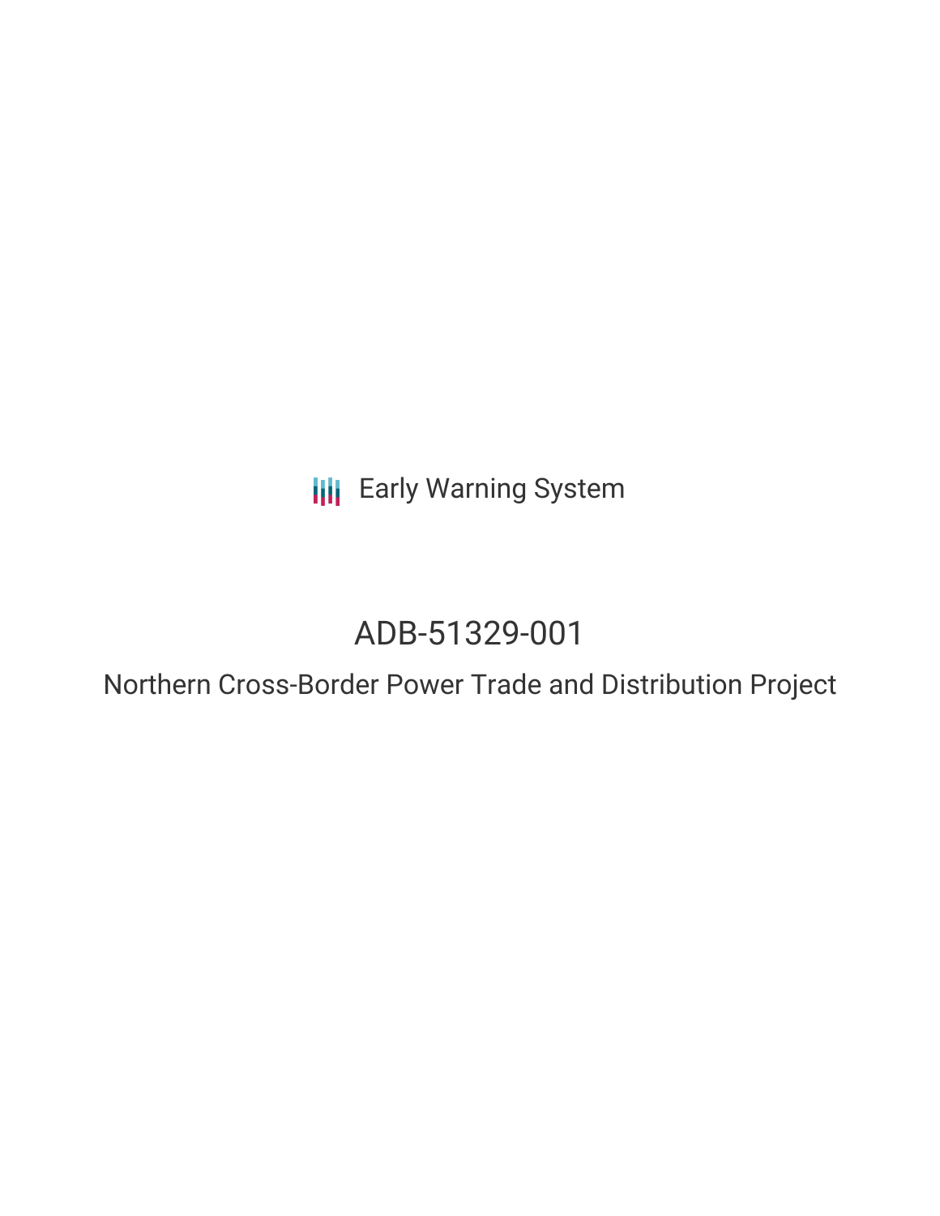Early Warning System

# ADB-51329-001

## Northern Cross-Border Power Trade and Distribution Project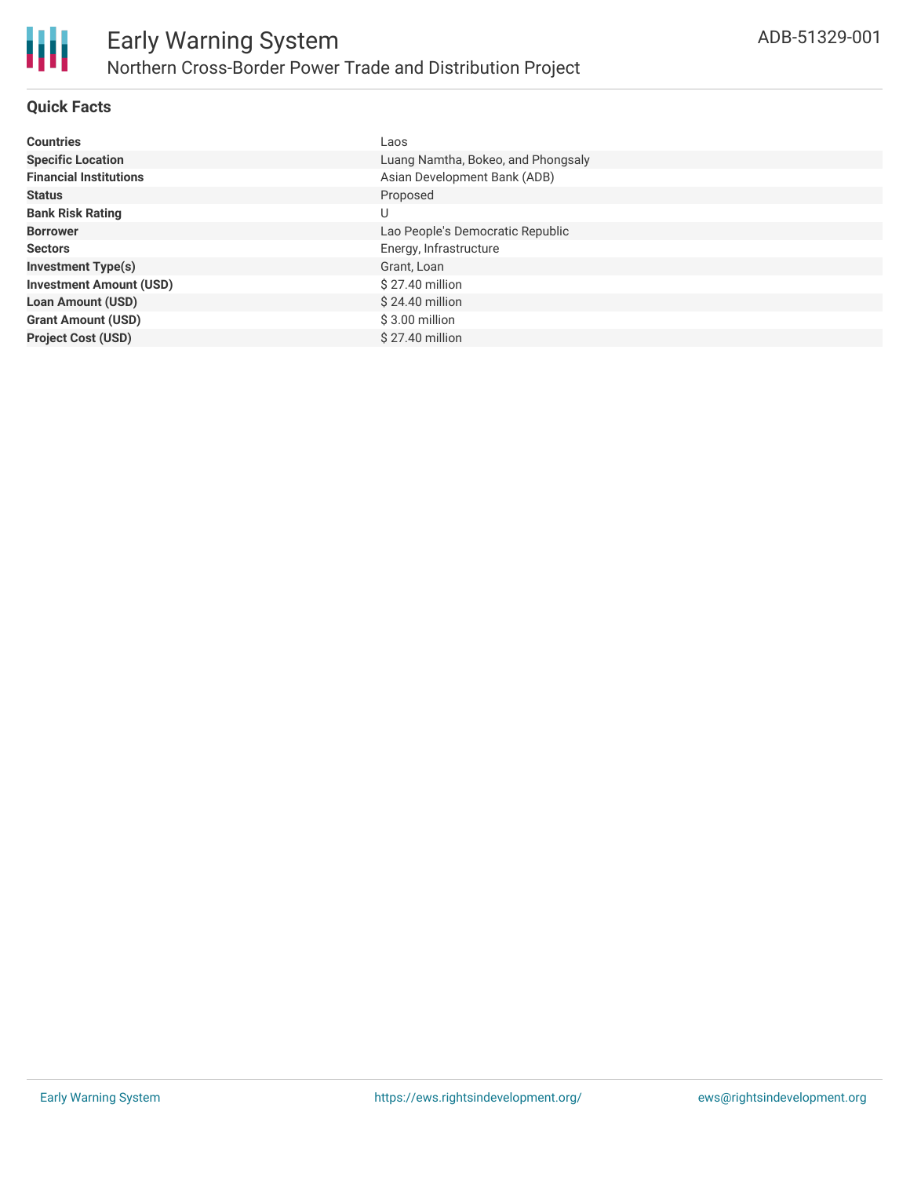## Quick Facts

| | |
|---|---|
| **Countries** | Laos |
| **Specific Location** | Luang Namtha, Bokeo, and Phongsaly |
| **Financial Institutions** | Asian Development Bank (ADB) |
| **Status** | Proposed |
| **Bank Risk Rating** | U |
| **Borrower** | Lao People's Democratic Republic |
| **Sectors** | Energy, Infrastructure |
| **Investment Type(s)** | Grant, Loan |
| **Investment Amount (USD)** | $ 27.40 million |
| **Loan Amount (USD)** | $ 24.40 million |
| **Grant Amount (USD)** | $ 3.00 million |
| **Project Cost (USD)** | $ 27.40 million |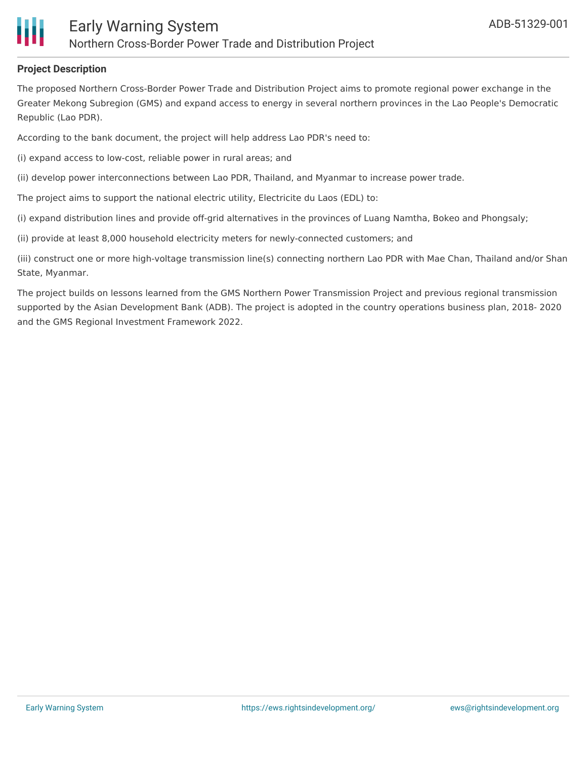**Project Description**

The proposed Northern Cross-Border Power Trade and Distribution Project aims to promote regional power exchange in the Greater Mekong Subregion (GMS) and expand access to energy in several northern provinces in the Lao People's Democratic Republic (Lao PDR).

According to the bank document, the project will help address Lao PDR's need to:

(i) expand access to low-cost, reliable power in rural areas; and

(ii) develop power interconnections between Lao PDR, Thailand, and Myanmar to increase power trade.

The project aims to support the national electric utility, Electricite du Laos (EDL) to:

(i) expand distribution lines and provide off-grid alternatives in the provinces of Luang Namtha, Bokeo and Phongsaly;

(ii) provide at least 8,000 household electricity meters for newly-connected customers; and

(iii) construct one or more high-voltage transmission line(s) connecting northern Lao PDR with Mae Chan, Thailand and/or Shan State, Myanmar.

The project builds on lessons learned from the GMS Northern Power Transmission Project and previous regional transmission supported by the Asian Development Bank (ADB). The project is adopted in the country operations business plan, 2018- 2020 and the GMS Regional Investment Framework 2022.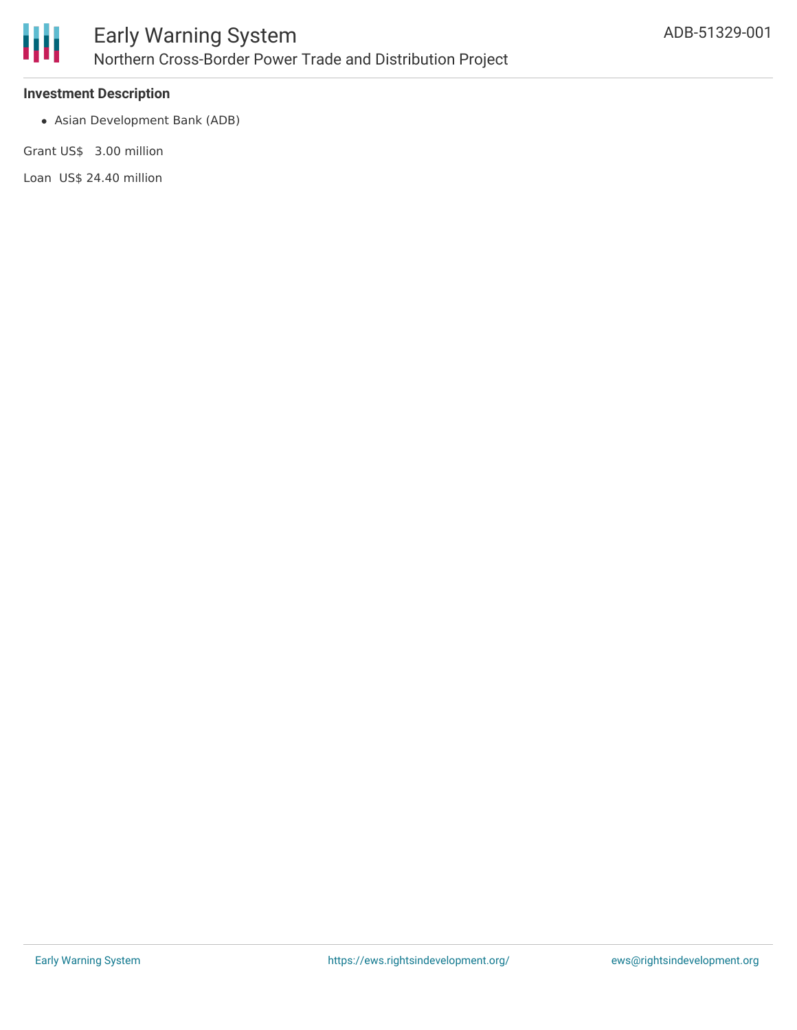**Investment Description**

- Asian Development Bank (ADB)

Grant US$ 3.00 million

Loan US$ 24.40 million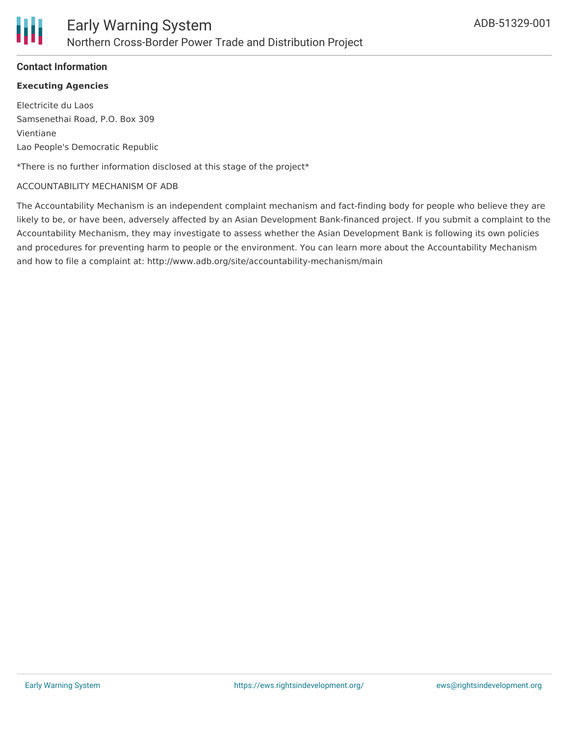## Contact Information

### Executing Agencies

Electricite du Laos
Samsenethai Road, P.O. Box 309
Vientiane
Lao People's Democratic Republic

*There is no further information disclosed at this stage of the project*

ACCOUNTABILITY MECHANISM OF ADB

The Accountability Mechanism is an independent complaint mechanism and fact-finding body for people who believe they are likely to be, or have been, adversely affected by an Asian Development Bank-financed project. If you submit a complaint to the Accountability Mechanism, they may investigate to assess whether the Asian Development Bank is following its own policies and procedures for preventing harm to people or the environment. You can learn more about the Accountability Mechanism and how to file a complaint at: http://www.adb.org/site/accountability-mechanism/main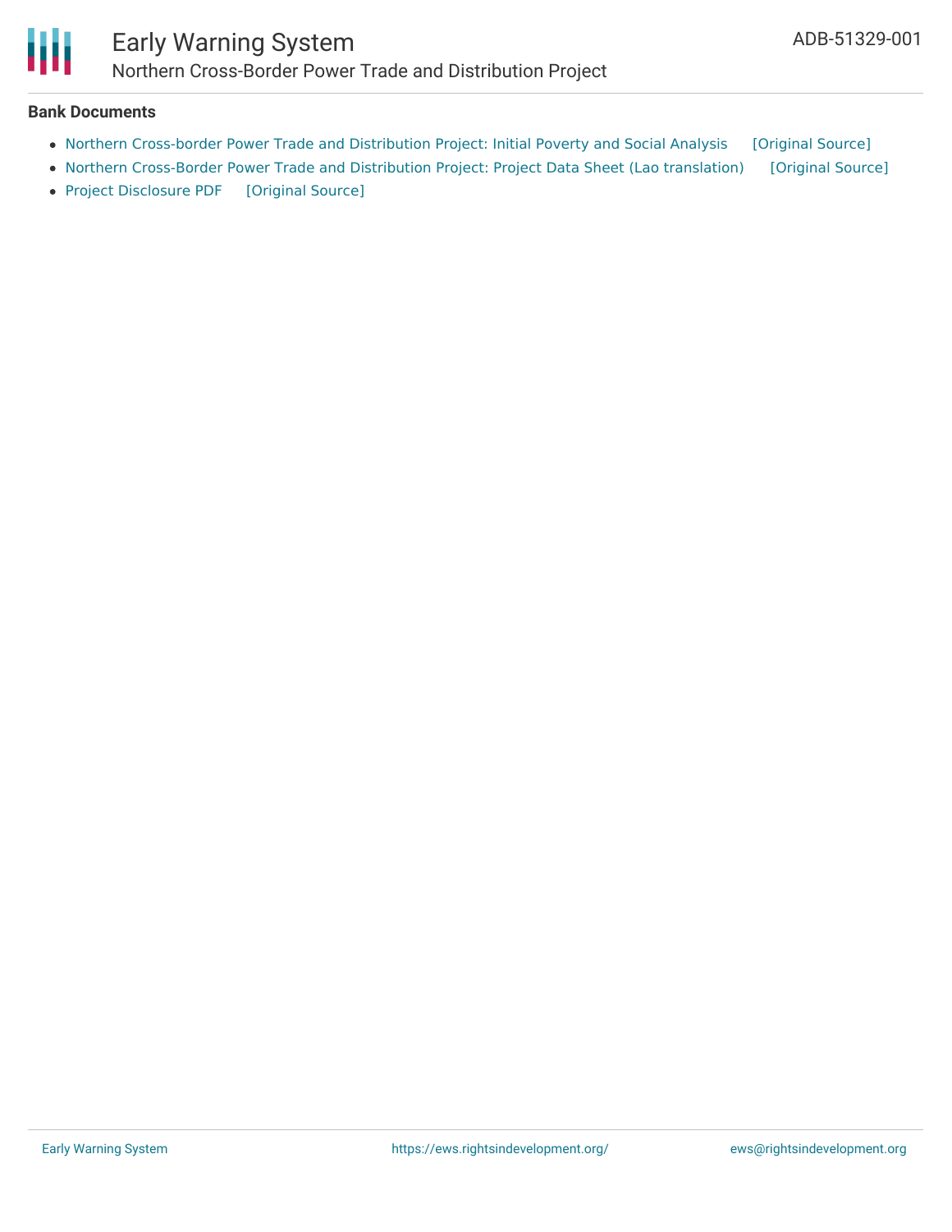## Bank Documents

- Northern Cross-border Power Trade and Distribution Project: Initial Poverty and Social Analysis [Original Source]
- Northern Cross-Border Power Trade and Distribution Project: Project Data Sheet (Lao translation) [Original Source]
- Project Disclosure PDF [Original Source]